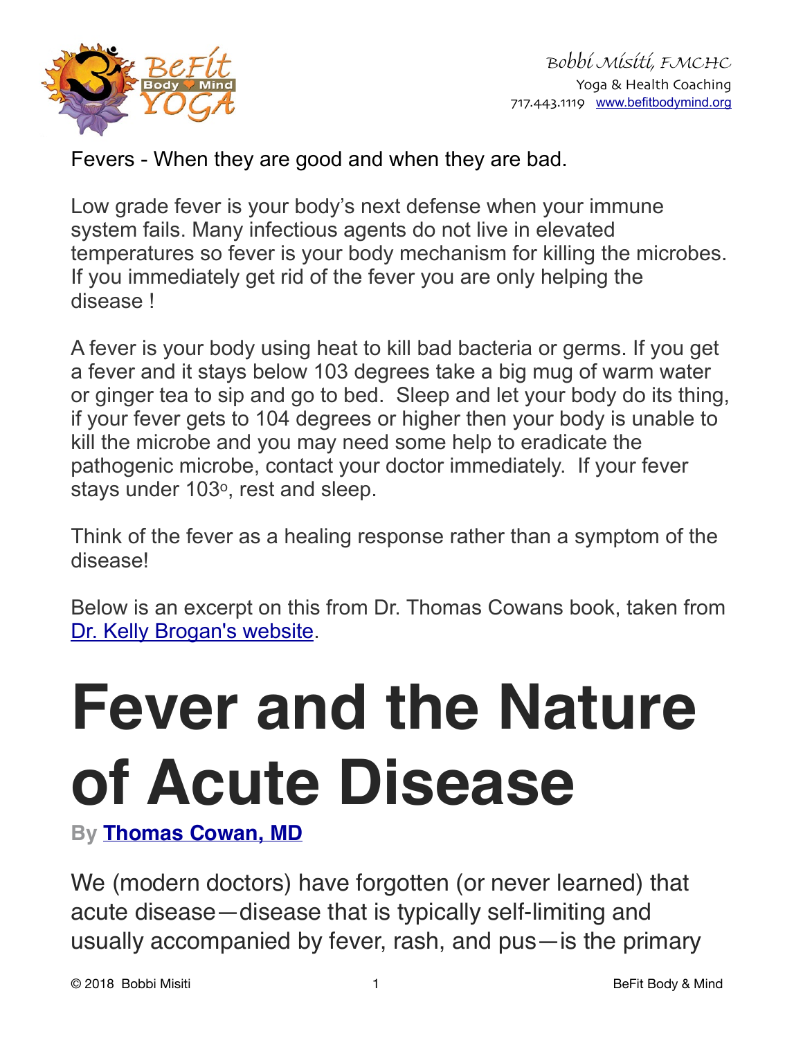Bobbi Misiti, FMCHC
Yoga & Health Coaching
717.443.1119 [www.befitbodymind.org](http://www.befitbodymind.org)

Fevers - When they are good and when they are bad.

Low grade fever is your body's next defense when your immune system fails. Many infectious agents do not live in elevated temperatures so fever is your body mechanism for killing the microbes. If you immediately get rid of the fever you are only helping the disease !

A fever is your body using heat to kill bad bacteria or germs. If you get a fever and it stays below 103 degrees take a big mug of warm water or ginger tea to sip and go to bed. Sleep and let your body do its thing, if your fever gets to 104 degrees or higher then your body is unable to kill the microbe and you may need some help to eradicate the pathogenic microbe, contact your doctor immediately. If your fever stays under 103°, rest and sleep.

Think of the fever as a healing response rather than a symptom of the disease!

Below is an excerpt on this from Dr. Thomas Cowans book, taken from Dr. Kelly Brogan's website.

# Fever and the Nature of Acute Disease

**By Thomas Cowan, MD**

We (modern doctors) have forgotten (or never learned) that acute disease—disease that is typically self-limiting and usually accompanied by fever, rash, and pus—is the primary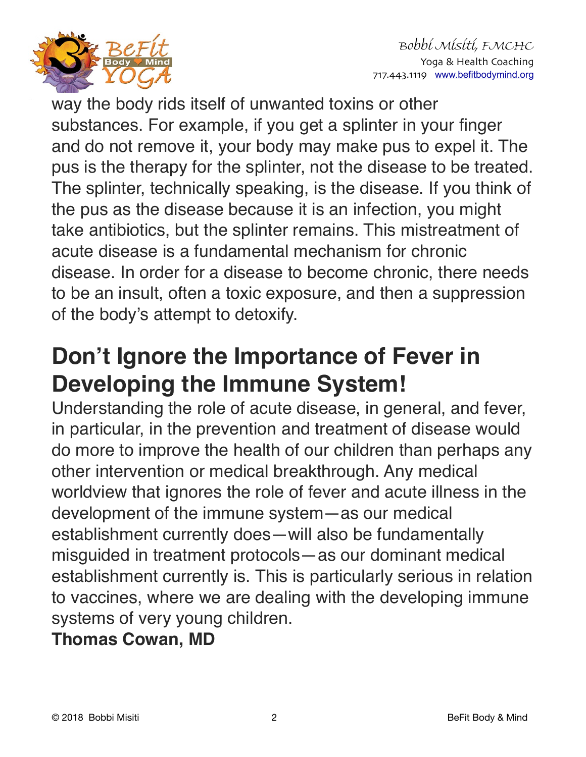way the body rids itself of unwanted toxins or other substances. For example, if you get a splinter in your finger and do not remove it, your body may make pus to expel it. The pus is the therapy for the splinter, not the disease to be treated. The splinter, technically speaking, is the disease. If you think of the pus as the disease because it is an infection, you might take antibiotics, but the splinter remains. This mistreatment of acute disease is a fundamental mechanism for chronic disease. In order for a disease to become chronic, there needs to be an insult, often a toxic exposure, and then a suppression of the body's attempt to detoxify.

## Don't Ignore the Importance of Fever in Developing the Immune System!

Understanding the role of acute disease, in general, and fever, in particular, in the prevention and treatment of disease would do more to improve the health of our children than perhaps any other intervention or medical breakthrough. Any medical worldview that ignores the role of fever and acute illness in the development of the immune system—as our medical establishment currently does—will also be fundamentally misguided in treatment protocols—as our dominant medical establishment currently is. This is particularly serious in relation to vaccines, where we are dealing with the developing immune systems of very young children.

**Thomas Cowan, MD**